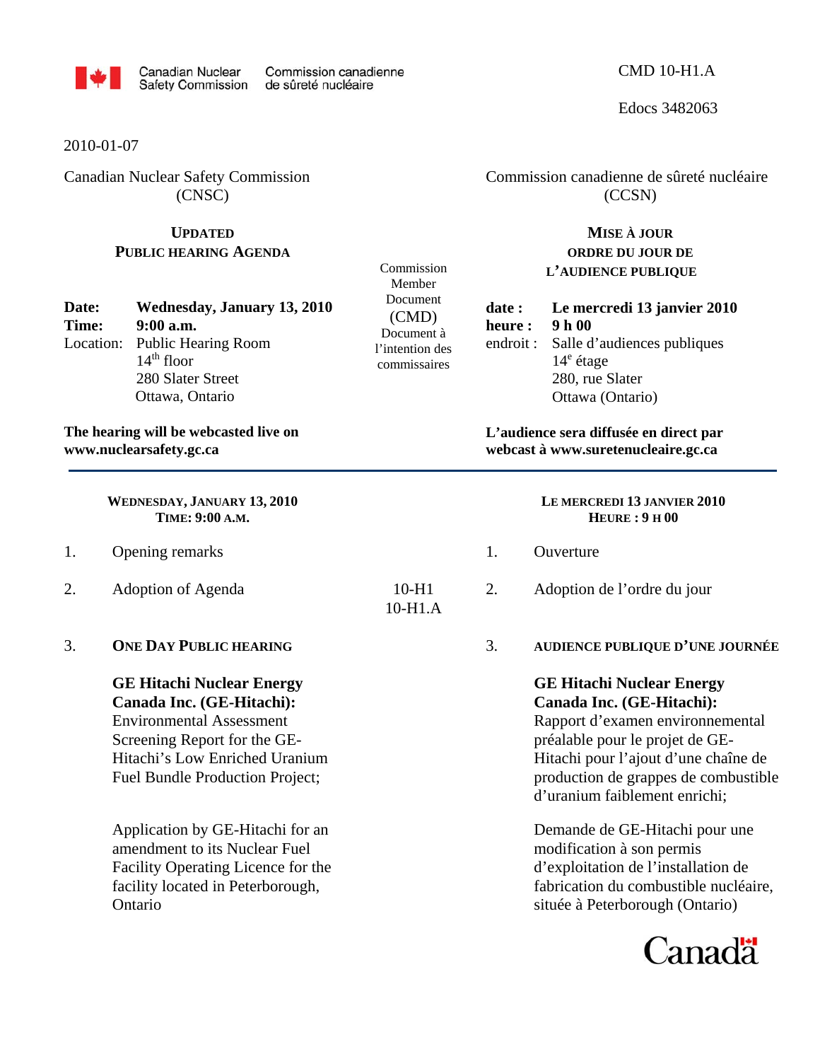Canadian Nuclear Safety Commission | Commission canadienne de sûreté nucléaire

CMD 10-H1.A

Edocs 3482063

2010-01-07

Canadian Nuclear Safety Commission (CNSC)

Commission canadienne de sûreté nucléaire (CCSN)

## UPDATED PUBLIC HEARING AGENDA

## MISE À JOUR ORDRE DU JOUR DE L'AUDIENCE PUBLIQUE

**Date:** **Wednesday, January 13, 2010**
**Time:** **9:00 a.m.**
Location: Public Hearing Room
14th floor
280 Slater Street
Ottawa, Ontario

**date :** **Le mercredi 13 janvier 2010**
**heure :** **9 h 00**
endroit : Salle d'audiences publiques
14e étage
280, rue Slater
Ottawa (Ontario)

**The hearing will be webcasted live on www.nuclearsafety.gc.ca**

**L'audience sera diffusée en direct par webcast à www.suretenucleaire.gc.ca**

---

| **WEDNESDAY, JANUARY 13, 2010**<br>**TIME: 9:00 A.M.** | Commission Member Document (CMD)<br>Document à l'intention des commissaires | **LE MERCREDI 13 JANVIER 2010**<br>**HEURE : 9 H 00** |
|---|---|---|
| 1. Opening remarks | | 1. Ouverture |
| 2. Adoption of Agenda | 10-H1<br>10-H1.A | 2. Adoption de l'ordre du jour |
| 3. **ONE DAY PUBLIC HEARING** | | 3. **AUDIENCE PUBLIQUE D'UNE JOURNÉE** |
| **GE Hitachi Nuclear Energy Canada Inc. (GE-Hitachi):** Environmental Assessment Screening Report for the GE-Hitachi's Low Enriched Uranium Fuel Bundle Production Project; | | **GE Hitachi Nuclear Energy Canada Inc. (GE-Hitachi):** Rapport d'examen environnemental préalable pour le projet de GE-Hitachi pour l'ajout d'une chaîne de production de grappes de combustible d'uranium faiblement enrichi; |
| Application by GE-Hitachi for an amendment to its Nuclear Fuel Facility Operating Licence for the facility located in Peterborough, Ontario | | Demande de GE-Hitachi pour une modification à son permis d'exploitation de l'installation de fabrication du combustible nucléaire, située à Peterborough (Ontario) |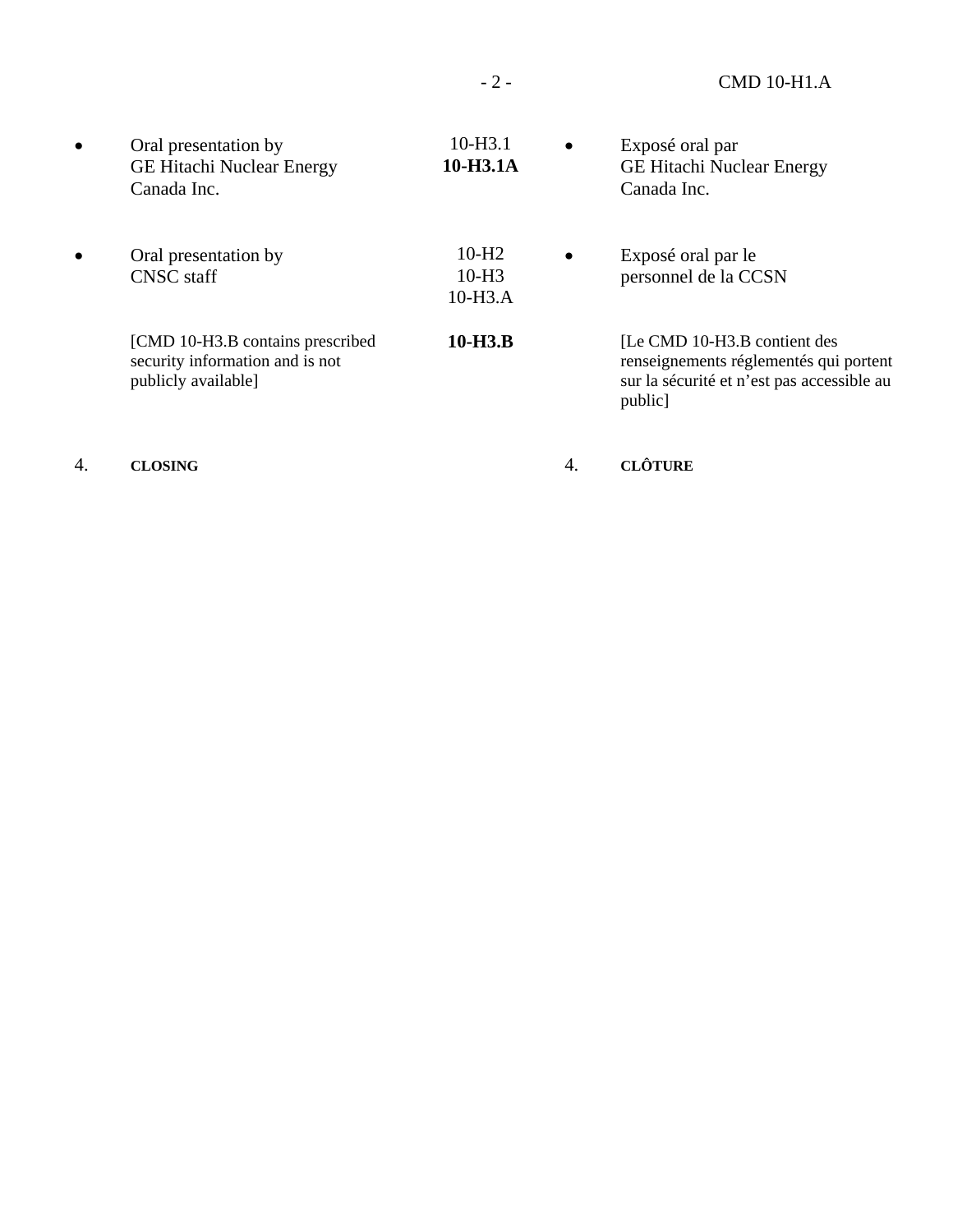| | | | |
|---|---|---|---|
| • Oral presentation by GE Hitachi Nuclear Energy Canada Inc. | 10-H3.1<br>**10-H3.1A** | • Exposé oral par GE Hitachi Nuclear Energy Canada Inc. |
| • Oral presentation by CNSC staff | 10-H2<br>10-H3<br>10-H3.A | • Exposé oral par le personnel de la CCSN |
| [CMD 10-H3.B contains prescribed security information and is not publicly available] | **10-H3.B** | [Le CMD 10-H3.B contient des renseignements réglementés qui portent sur la sécurité et n’est pas accessible au public] |

4. **CLOSING**

4. **CLÔTURE**